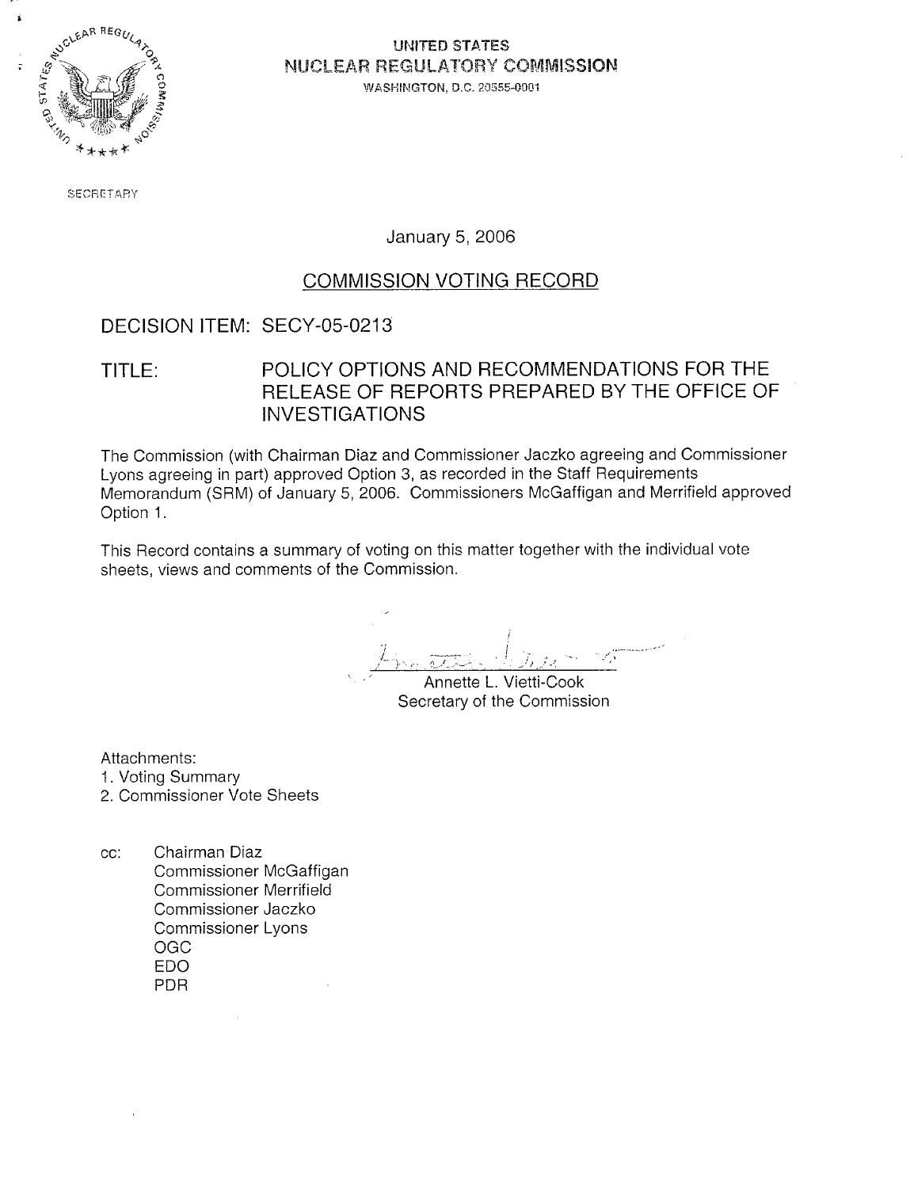UNITED STATES
NUCLEAR REGULATORY COMMISSION
WASHINGTON, D.C. 20555-0001

SECRETARY

January 5, 2006

# COMMISSION VOTING RECORD

DECISION ITEM: SECY-05-0213

TITLE: POLICY OPTIONS AND RECOMMENDATIONS FOR THE RELEASE OF REPORTS PREPARED BY THE OFFICE OF INVESTIGATIONS

The Commission (with Chairman Diaz and Commissioner Jaczko agreeing and Commissioner Lyons agreeing in part) approved Option 3, as recorded in the Staff Requirements Memorandum (SRM) of January 5, 2006. Commissioners McGaffigan and Merrifield approved Option 1.

This Record contains a summary of voting on this matter together with the individual vote sheets, views and comments of the Commission.

Annette L. Vietti-Cook
Secretary of the Commission

Attachments:
1. Voting Summary
2. Commissioner Vote Sheets

cc: Chairman Diaz
Commissioner McGaffigan
Commissioner Merrifield
Commissioner Jaczko
Commissioner Lyons
OGC
EDO
PDR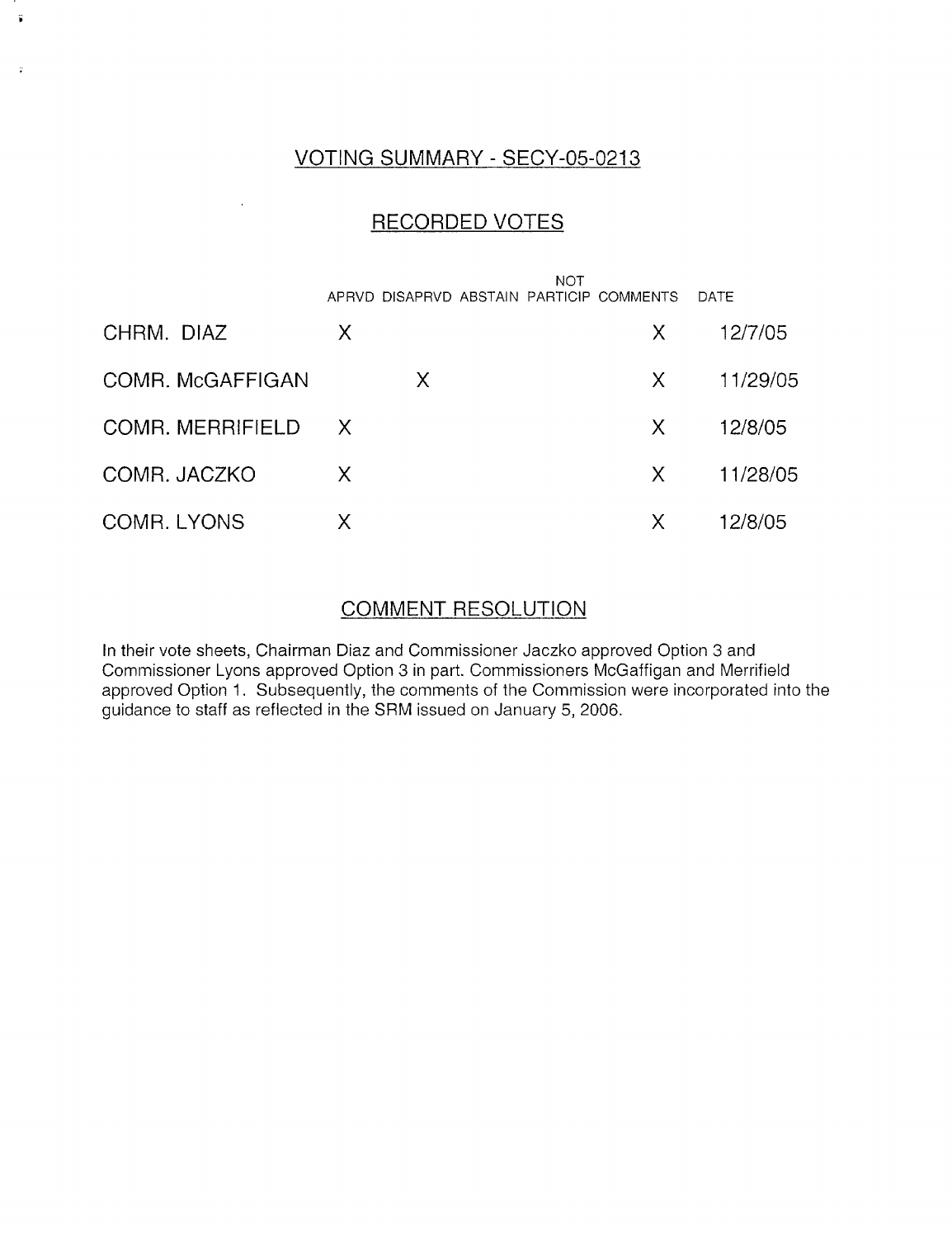## VOTING SUMMARY - SECY-05-0213

## RECORDED VOTES

| | APRVD | DISAPRVD | ABSTAIN | NOT PARTICIP | COMMENTS | DATE |
|---|---|---|---|---|---|---|
| CHRM. DIAZ | X | | | | X | 12/7/05 |
| COMR. McGAFFIGAN | | X | | | X | 11/29/05 |
| COMR. MERRIFIELD | X | | | | X | 12/8/05 |
| COMR. JACZKO | X | | | | X | 11/28/05 |
| COMR. LYONS | X | | | | X | 12/8/05 |

## COMMENT RESOLUTION

In their vote sheets, Chairman Diaz and Commissioner Jaczko approved Option 3 and Commissioner Lyons approved Option 3 in part. Commissioners McGaffigan and Merrifield approved Option 1. Subsequently, the comments of the Commission were incorporated into the guidance to staff as reflected in the SRM issued on January 5, 2006.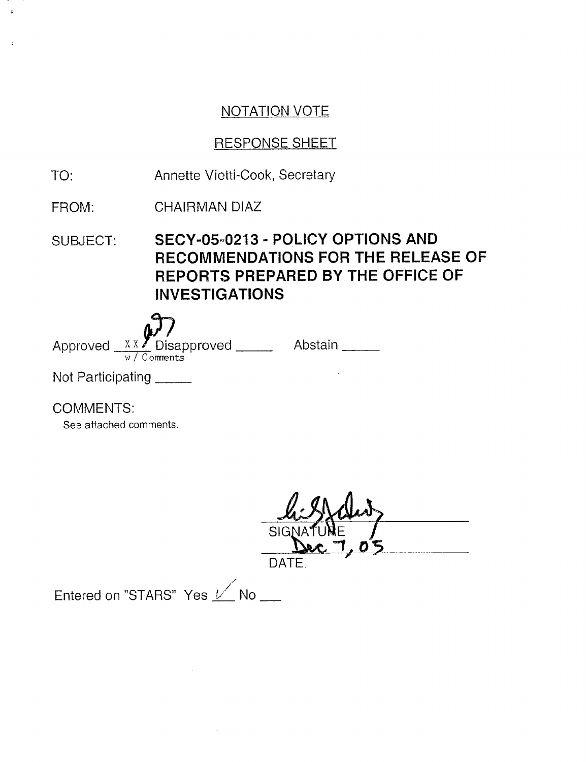## NOTATION VOTE

## RESPONSE SHEET

TO: Annette Vietti-Cook, Secretary

FROM: CHAIRMAN DIAZ

SUBJECT: **SECY-05-0213 - POLICY OPTIONS AND RECOMMENDATIONS FOR THE RELEASE OF REPORTS PREPARED BY THE OFFICE OF INVESTIGATIONS**

Approved XX / w / Comments Disapproved _____ Abstain _____

Not Participating _____

COMMENTS:

See attached comments.

SIGNATURE

Dec 7, 05

DATE

Entered on "STARS" Yes ✓ No ___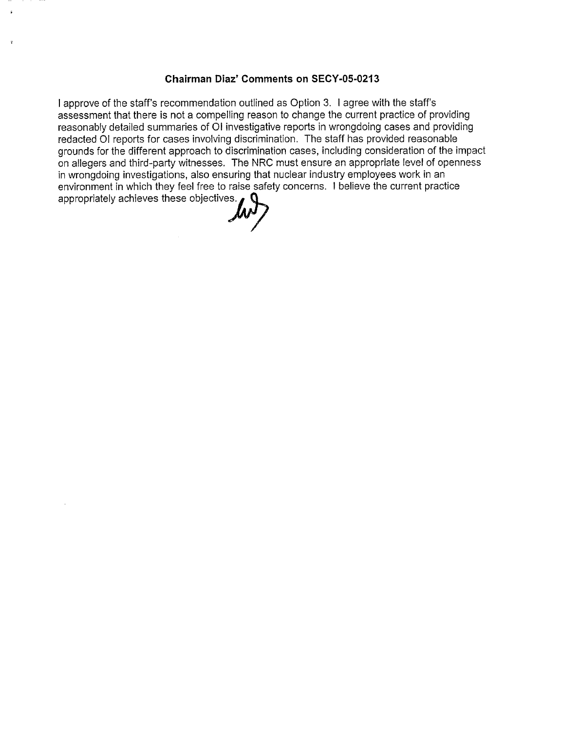## Chairman Diaz' Comments on SECY-05-0213

I approve of the staff's recommendation outlined as Option 3. I agree with the staff's assessment that there is not a compelling reason to change the current practice of providing reasonably detailed summaries of OI investigative reports in wrongdoing cases and providing redacted OI reports for cases involving discrimination. The staff has provided reasonable grounds for the different approach to discrimination cases, including consideration of the impact on allegers and third-party witnesses. The NRC must ensure an appropriate level of openness in wrongdoing investigations, also ensuring that nuclear industry employees work in an environment in which they feel free to raise safety concerns. I believe the current practice appropriately achieves these objectives.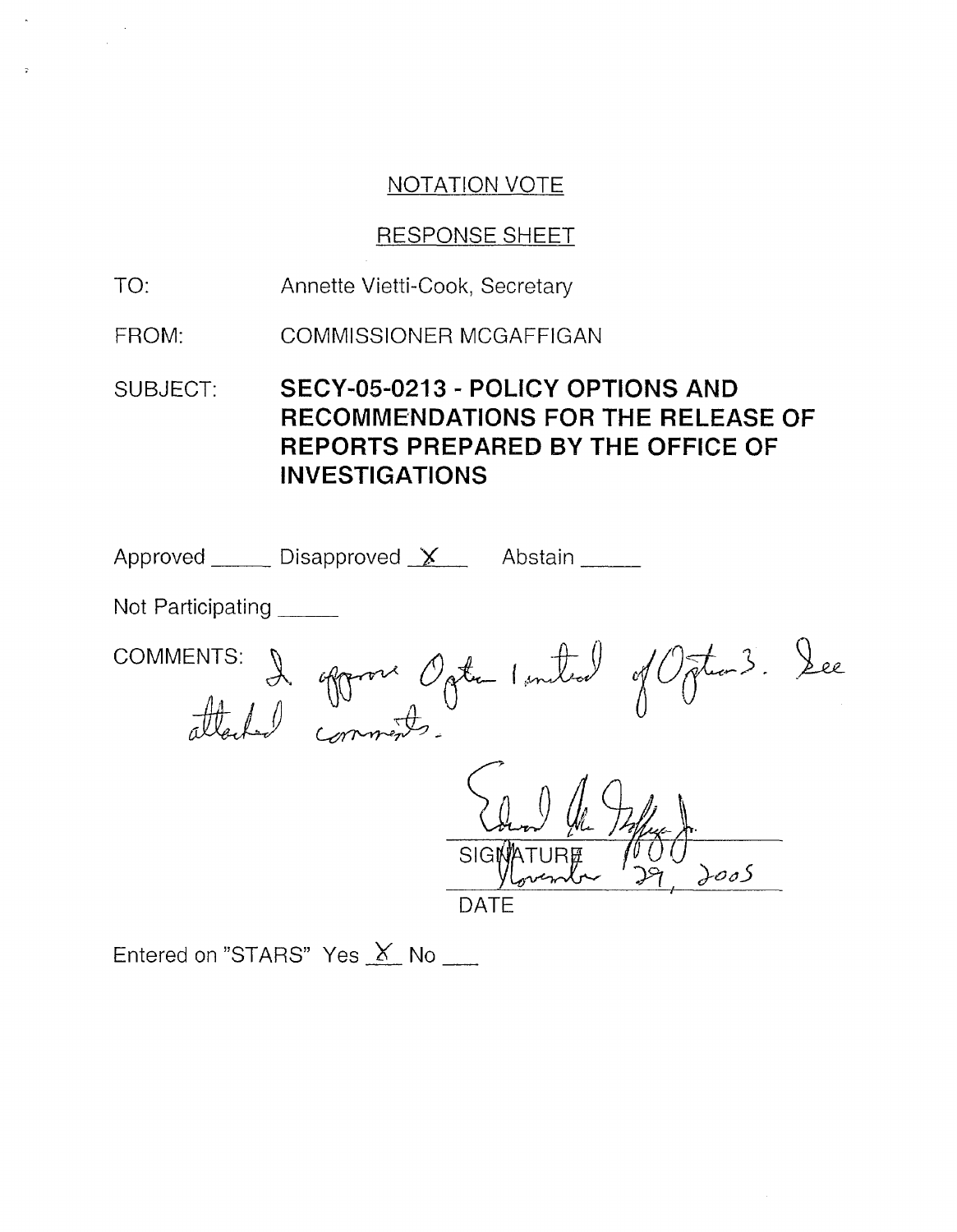NOTATION VOTE

RESPONSE SHEET

TO: Annette Vietti-Cook, Secretary

FROM: COMMISSIONER MCGAFFIGAN

SUBJECT: **SECY-05-0213 - POLICY OPTIONS AND RECOMMENDATIONS FOR THE RELEASE OF REPORTS PREPARED BY THE OFFICE OF INVESTIGATIONS**

Approved _____ Disapproved X Abstain _____

Not Participating _____

COMMENTS: I approve Option 1 instead of Option 3. See attached comments.

SIGNATURE

November 29, 2005

DATE

Entered on "STARS" Yes X No ___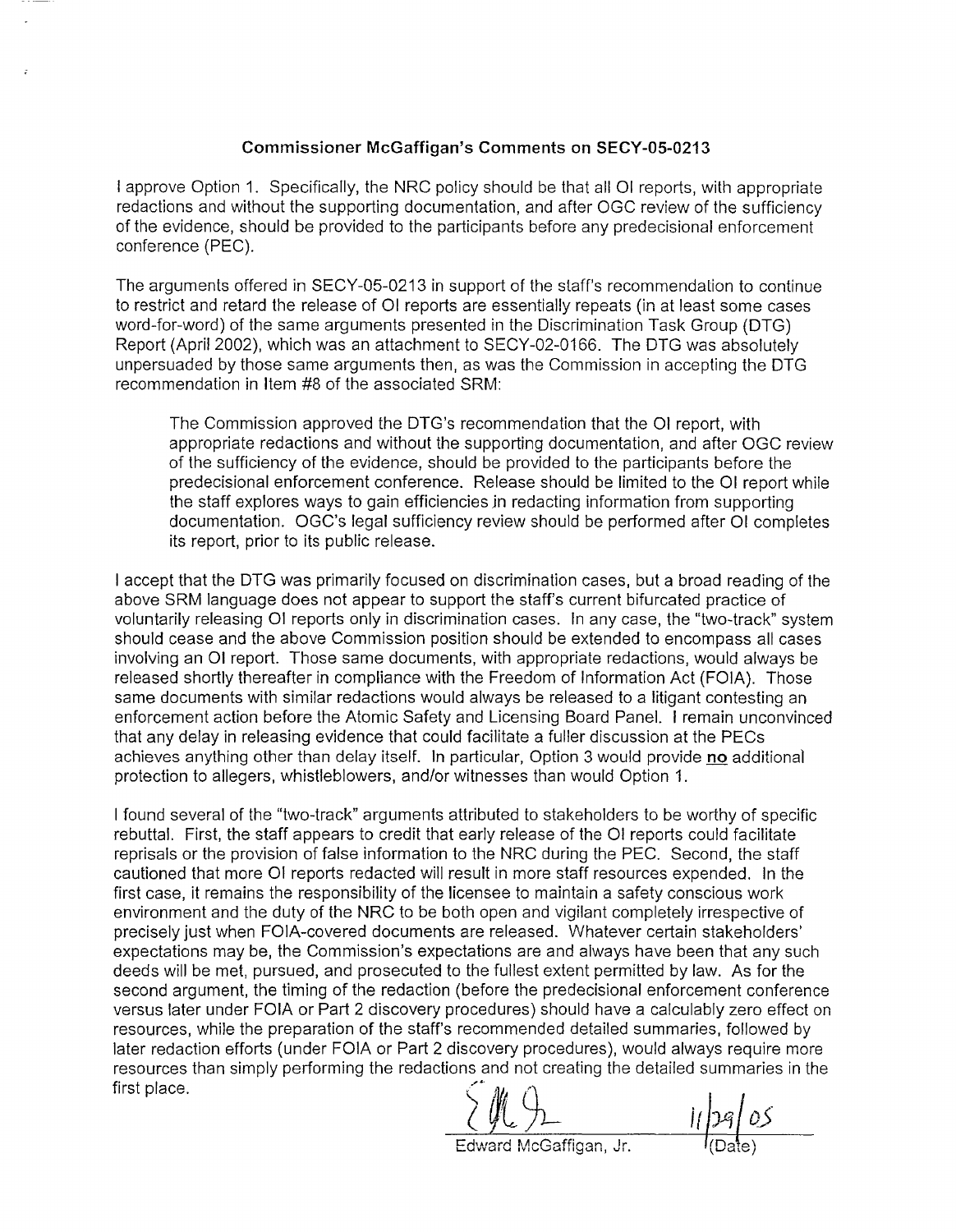## Commissioner McGaffigan's Comments on SECY-05-0213

I approve Option 1. Specifically, the NRC policy should be that all OI reports, with appropriate redactions and without the supporting documentation, and after OGC review of the sufficiency of the evidence, should be provided to the participants before any predecisional enforcement conference (PEC).

The arguments offered in SECY-05-0213 in support of the staff's recommendation to continue to restrict and retard the release of OI reports are essentially repeats (in at least some cases word-for-word) of the same arguments presented in the Discrimination Task Group (DTG) Report (April 2002), which was an attachment to SECY-02-0166. The DTG was absolutely unpersuaded by those same arguments then, as was the Commission in accepting the DTG recommendation in Item #8 of the associated SRM:

> The Commission approved the DTG's recommendation that the OI report, with appropriate redactions and without the supporting documentation, and after OGC review of the sufficiency of the evidence, should be provided to the participants before the predecisional enforcement conference. Release should be limited to the OI report while the staff explores ways to gain efficiencies in redacting information from supporting documentation. OGC's legal sufficiency review should be performed after OI completes its report, prior to its public release.

I accept that the DTG was primarily focused on discrimination cases, but a broad reading of the above SRM language does not appear to support the staff's current bifurcated practice of voluntarily releasing OI reports only in discrimination cases. In any case, the "two-track" system should cease and the above Commission position should be extended to encompass all cases involving an OI report. Those same documents, with appropriate redactions, would always be released shortly thereafter in compliance with the Freedom of Information Act (FOIA). Those same documents with similar redactions would always be released to a litigant contesting an enforcement action before the Atomic Safety and Licensing Board Panel. I remain unconvinced that any delay in releasing evidence that could facilitate a fuller discussion at the PECs achieves anything other than delay itself. In particular, Option 3 would provide **no** additional protection to allegers, whistleblowers, and/or witnesses than would Option 1.

I found several of the "two-track" arguments attributed to stakeholders to be worthy of specific rebuttal. First, the staff appears to credit that early release of the OI reports could facilitate reprisals or the provision of false information to the NRC during the PEC. Second, the staff cautioned that more OI reports redacted will result in more staff resources expended. In the first case, it remains the responsibility of the licensee to maintain a safety conscious work environment and the duty of the NRC to be both open and vigilant completely irrespective of precisely just when FOIA-covered documents are released. Whatever certain stakeholders' expectations may be, the Commission's expectations are and always have been that any such deeds will be met, pursued, and prosecuted to the fullest extent permitted by law. As for the second argument, the timing of the redaction (before the predecisional enforcement conference versus later under FOIA or Part 2 discovery procedures) should have a calculably zero effect on resources, while the preparation of the staff's recommended detailed summaries, followed by later redaction efforts (under FOIA or Part 2 discovery procedures), would always require more resources than simply performing the redactions and not creating the detailed summaries in the first place.

Edward McGaffigan, Jr. — 11/29/05 (Date)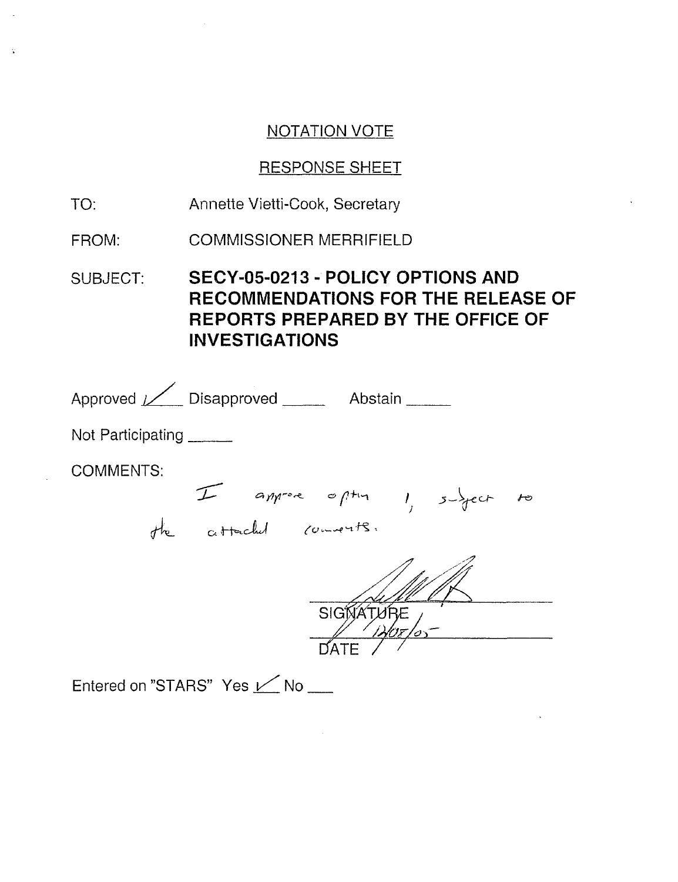## NOTATION VOTE

## RESPONSE SHEET

TO: Annette Vietti-Cook, Secretary

FROM: COMMISSIONER MERRIFIELD

SUBJECT: **SECY-05-0213 - POLICY OPTIONS AND RECOMMENDATIONS FOR THE RELEASE OF REPORTS PREPARED BY THE OFFICE OF INVESTIGATIONS**

Approved ✓ Disapproved ______ Abstain ______

Not Participating ______

COMMENTS:

I approve option 1, subject to the attached comments.

SIGNATURE

12/05/05

DATE

Entered on "STARS" Yes ✓ No ___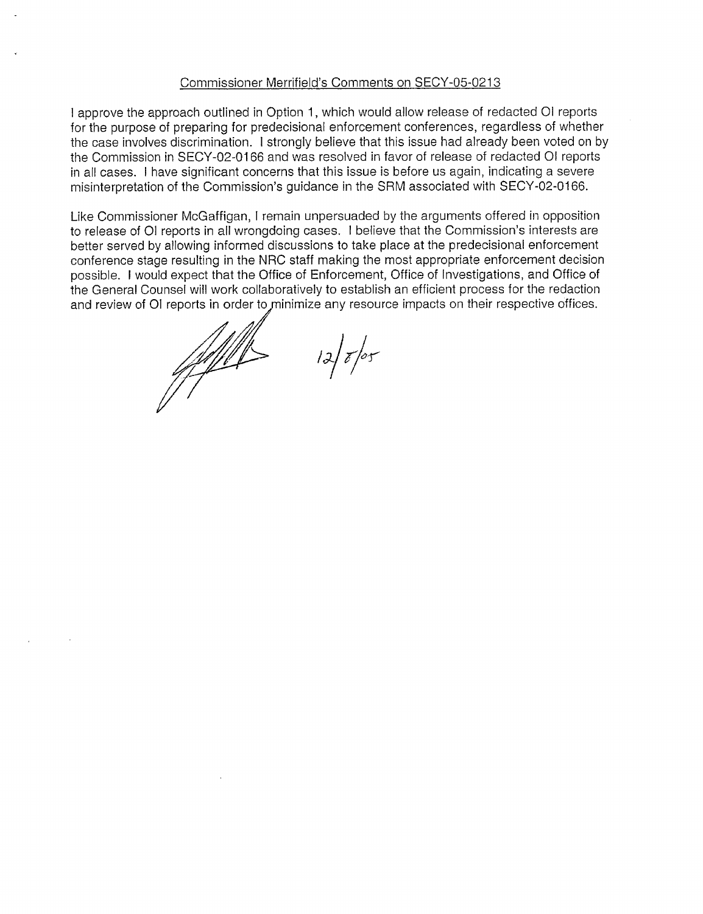Commissioner Merrifield's Comments on SECY-05-0213

I approve the approach outlined in Option 1, which would allow release of redacted OI reports for the purpose of preparing for predecisional enforcement conferences, regardless of whether the case involves discrimination. I strongly believe that this issue had already been voted on by the Commission in SECY-02-0166 and was resolved in favor of release of redacted OI reports in all cases. I have significant concerns that this issue is before us again, indicating a severe misinterpretation of the Commission's guidance in the SRM associated with SECY-02-0166.

Like Commissioner McGaffigan, I remain unpersuaded by the arguments offered in opposition to release of OI reports in all wrongdoing cases. I believe that the Commission's interests are better served by allowing informed discussions to take place at the predecisional enforcement conference stage resulting in the NRC staff making the most appropriate enforcement decision possible. I would expect that the Office of Enforcement, Office of Investigations, and Office of the General Counsel will work collaboratively to establish an efficient process for the redaction and review of OI reports in order to minimize any resource impacts on their respective offices.

12/8/05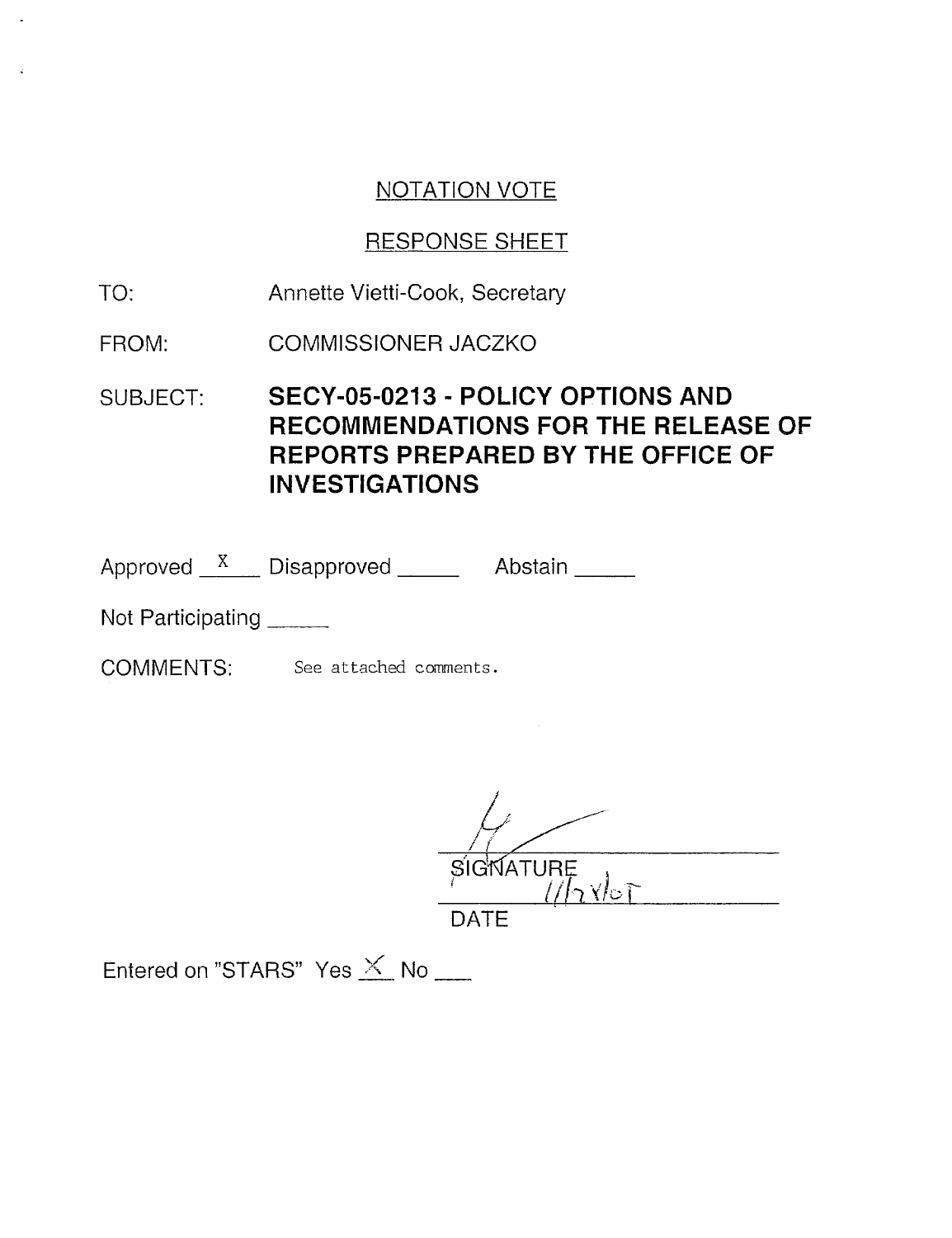NOTATION VOTE

RESPONSE SHEET

TO: Annette Vietti-Cook, Secretary

FROM: COMMISSIONER JACZKO

SUBJECT: **SECY-05-0213 - POLICY OPTIONS AND RECOMMENDATIONS FOR THE RELEASE OF REPORTS PREPARED BY THE OFFICE OF INVESTIGATIONS**

Approved X Disapproved \_\_\_\_\_ Abstain \_\_\_\_\_

Not Participating \_\_\_\_\_

COMMENTS: See attached comments.

SIGNATURE

1/12/06

DATE

Entered on "STARS" Yes X No \_\_\_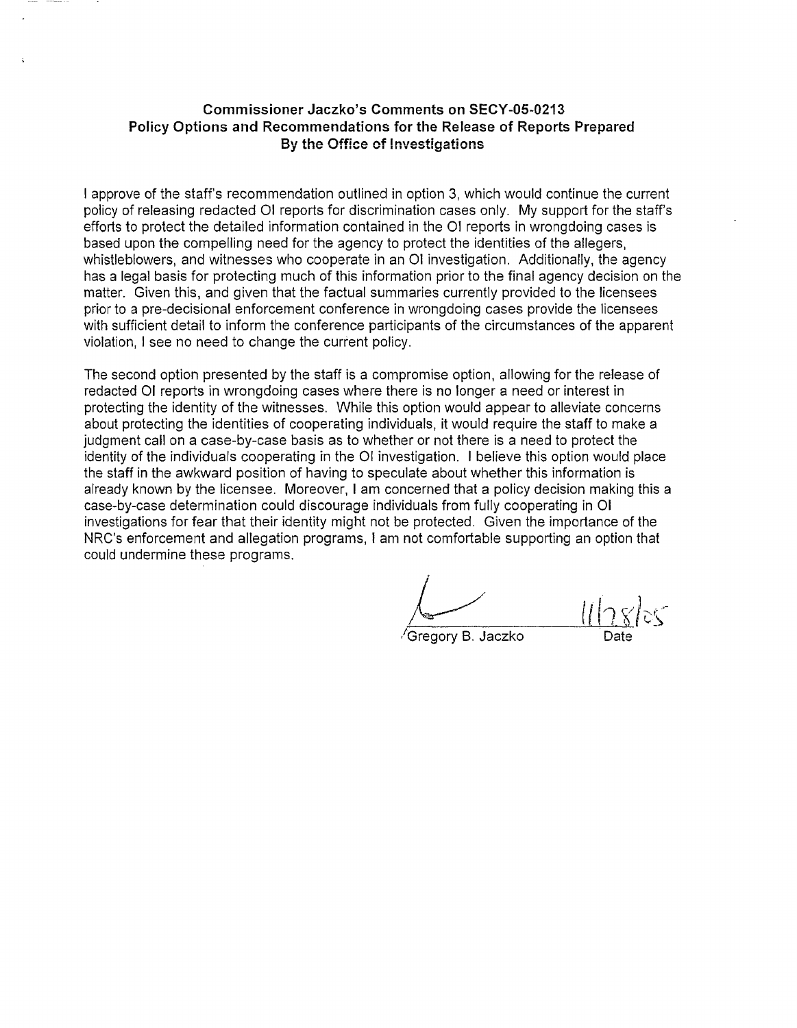**Commissioner Jaczko's Comments on SECY-05-0213**
**Policy Options and Recommendations for the Release of Reports Prepared By the Office of Investigations**

I approve of the staff's recommendation outlined in option 3, which would continue the current policy of releasing redacted OI reports for discrimination cases only. My support for the staff's efforts to protect the detailed information contained in the OI reports in wrongdoing cases is based upon the compelling need for the agency to protect the identities of the allegers, whistleblowers, and witnesses who cooperate in an OI investigation. Additionally, the agency has a legal basis for protecting much of this information prior to the final agency decision on the matter. Given this, and given that the factual summaries currently provided to the licensees prior to a pre-decisional enforcement conference in wrongdoing cases provide the licensees with sufficient detail to inform the conference participants of the circumstances of the apparent violation, I see no need to change the current policy.

The second option presented by the staff is a compromise option, allowing for the release of redacted OI reports in wrongdoing cases where there is no longer a need or interest in protecting the identity of the witnesses. While this option would appear to alleviate concerns about protecting the identities of cooperating individuals, it would require the staff to make a judgment call on a case-by-case basis as to whether or not there is a need to protect the identity of the individuals cooperating in the OI investigation. I believe this option would place the staff in the awkward position of having to speculate about whether this information is already known by the licensee. Moreover, I am concerned that a policy decision making this a case-by-case determination could discourage individuals from fully cooperating in OI investigations for fear that their identity might not be protected. Given the importance of the NRC's enforcement and allegation programs, I am not comfortable supporting an option that could undermine these programs.

Gregory B. Jaczko — 11/28/05

Date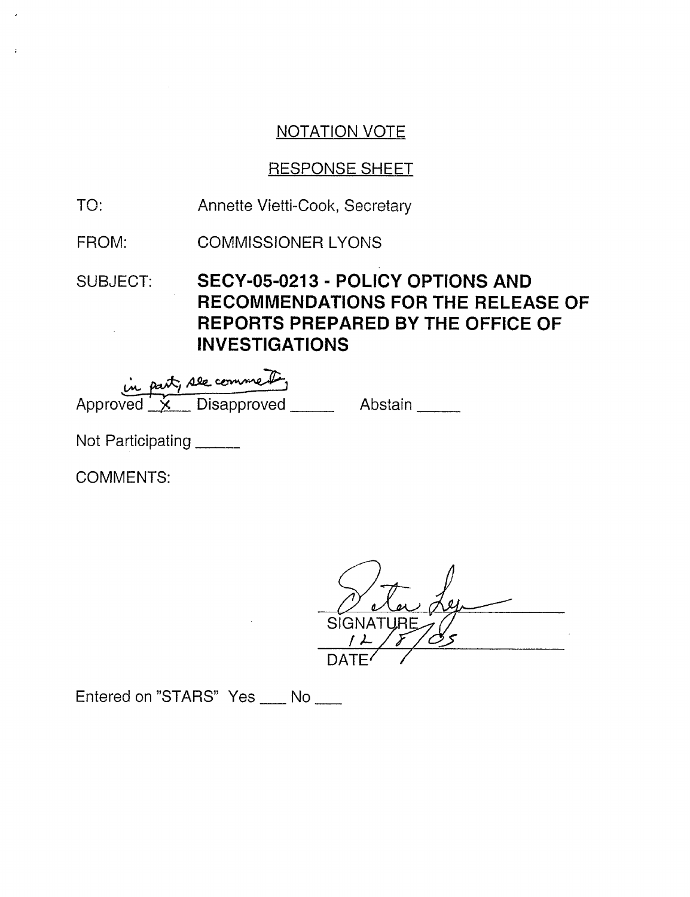NOTATION VOTE

RESPONSE SHEET

TO: Annette Vietti-Cook, Secretary

FROM: COMMISSIONER LYONS

SUBJECT: **SECY-05-0213 - POLICY OPTIONS AND RECOMMENDATIONS FOR THE RELEASE OF REPORTS PREPARED BY THE OFFICE OF INVESTIGATIONS**

in part, see comments

Approved X Disapproved \_\_\_\_\_ Abstain \_\_\_\_\_

Not Participating \_\_\_\_\_

COMMENTS:

Peter Lyons

SIGNATURE

12/8/05

DATE

Entered on "STARS" Yes \_\_\_ No \_\_\_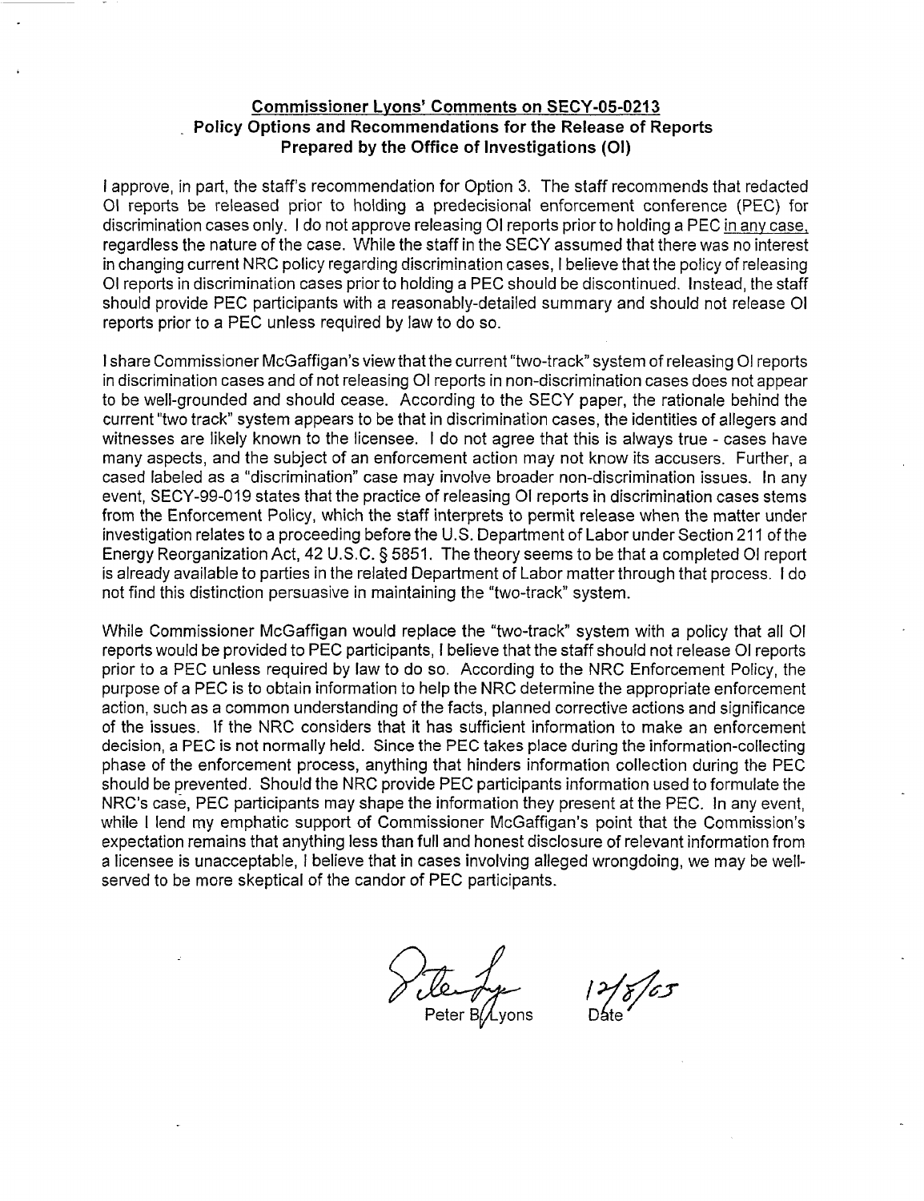## Commissioner Lyons' Comments on SECY-05-0213
## Policy Options and Recommendations for the Release of Reports Prepared by the Office of Investigations (OI)

I approve, in part, the staff's recommendation for Option 3. The staff recommends that redacted OI reports be released prior to holding a predecisional enforcement conference (PEC) for discrimination cases only. I do not approve releasing OI reports prior to holding a PEC in any case, regardless the nature of the case. While the staff in the SECY assumed that there was no interest in changing current NRC policy regarding discrimination cases, I believe that the policy of releasing OI reports in discrimination cases prior to holding a PEC should be discontinued. Instead, the staff should provide PEC participants with a reasonably-detailed summary and should not release OI reports prior to a PEC unless required by law to do so.

I share Commissioner McGaffigan's view that the current "two-track" system of releasing OI reports in discrimination cases and of not releasing OI reports in non-discrimination cases does not appear to be well-grounded and should cease. According to the SECY paper, the rationale behind the current "two track" system appears to be that in discrimination cases, the identities of allegers and witnesses are likely known to the licensee. I do not agree that this is always true - cases have many aspects, and the subject of an enforcement action may not know its accusers. Further, a cased labeled as a "discrimination" case may involve broader non-discrimination issues. In any event, SECY-99-019 states that the practice of releasing OI reports in discrimination cases stems from the Enforcement Policy, which the staff interprets to permit release when the matter under investigation relates to a proceeding before the U.S. Department of Labor under Section 211 of the Energy Reorganization Act, 42 U.S.C. § 5851. The theory seems to be that a completed OI report is already available to parties in the related Department of Labor matter through that process. I do not find this distinction persuasive in maintaining the "two-track" system.

While Commissioner McGaffigan would replace the "two-track" system with a policy that all OI reports would be provided to PEC participants, I believe that the staff should not release OI reports prior to a PEC unless required by law to do so. According to the NRC Enforcement Policy, the purpose of a PEC is to obtain information to help the NRC determine the appropriate enforcement action, such as a common understanding of the facts, planned corrective actions and significance of the issues. If the NRC considers that it has sufficient information to make an enforcement decision, a PEC is not normally held. Since the PEC takes place during the information-collecting phase of the enforcement process, anything that hinders information collection during the PEC should be prevented. Should the NRC provide PEC participants information used to formulate the NRC's case, PEC participants may shape the information they present at the PEC. In any event, while I lend my emphatic support of Commissioner McGaffigan's point that the Commission's expectation remains that anything less than full and honest disclosure of relevant information from a licensee is unacceptable, I believe that in cases involving alleged wrongdoing, we may be well-served to be more skeptical of the candor of PEC participants.

Peter B. Lyons　　12/8/05

Date